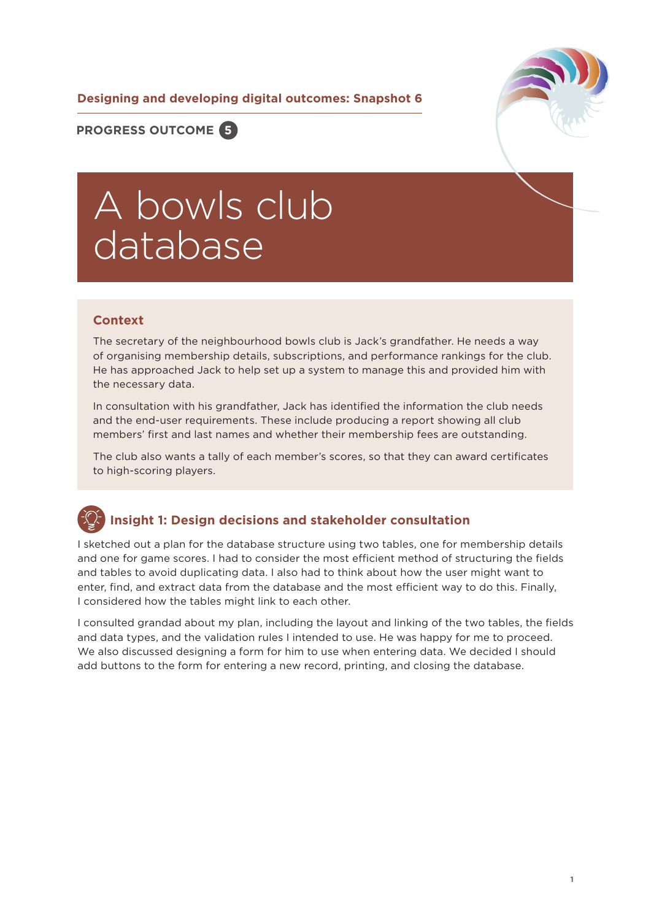Designing and developing digital outcomes: Snapshot 6

**PROGRESS OUTCOME 5**

# A bowls club database

## Context

The secretary of the neighbourhood bowls club is Jack's grandfather. He needs a way of organising membership details, subscriptions, and performance rankings for the club. He has approached Jack to help set up a system to manage this and provided him with the necessary data.

In consultation with his grandfather, Jack has identified the information the club needs and the end-user requirements. These include producing a report showing all club members' first and last names and whether their membership fees are outstanding.

The club also wants a tally of each member's scores, so that they can award certificates to high-scoring players.

## Insight 1: Design decisions and stakeholder consultation

I sketched out a plan for the database structure using two tables, one for membership details and one for game scores. I had to consider the most efficient method of structuring the fields and tables to avoid duplicating data. I also had to think about how the user might want to enter, find, and extract data from the database and the most efficient way to do this. Finally, I considered how the tables might link to each other.

I consulted grandad about my plan, including the layout and linking of the two tables, the fields and data types, and the validation rules I intended to use. He was happy for me to proceed. We also discussed designing a form for him to use when entering data. We decided I should add buttons to the form for entering a new record, printing, and closing the database.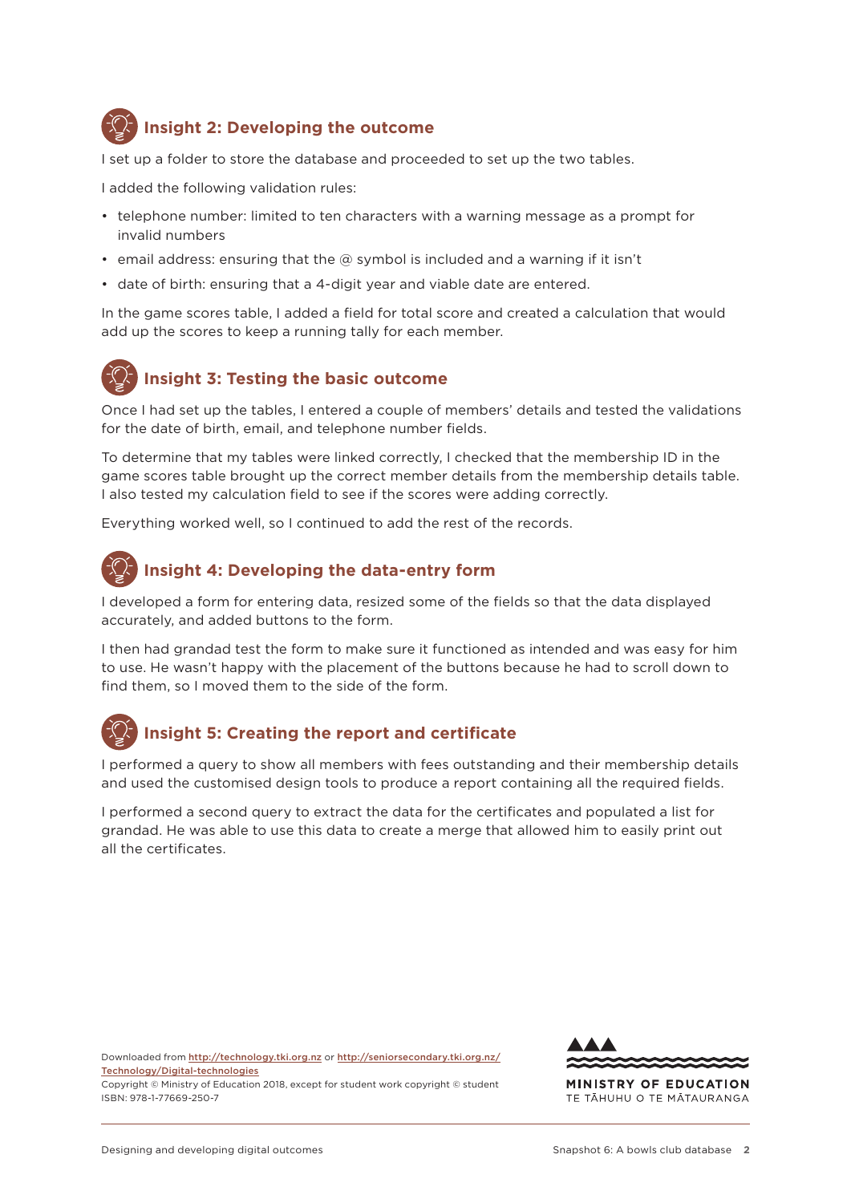## Insight 2: Developing the outcome

I set up a folder to store the database and proceeded to set up the two tables.

I added the following validation rules:

- telephone number: limited to ten characters with a warning message as a prompt for invalid numbers
- email address: ensuring that the @ symbol is included and a warning if it isn't
- date of birth: ensuring that a 4-digit year and viable date are entered.

In the game scores table, I added a field for total score and created a calculation that would add up the scores to keep a running tally for each member.

## Insight 3: Testing the basic outcome

Once I had set up the tables, I entered a couple of members' details and tested the validations for the date of birth, email, and telephone number fields.

To determine that my tables were linked correctly, I checked that the membership ID in the game scores table brought up the correct member details from the membership details table. I also tested my calculation field to see if the scores were adding correctly.

Everything worked well, so I continued to add the rest of the records.

## Insight 4: Developing the data-entry form

I developed a form for entering data, resized some of the fields so that the data displayed accurately, and added buttons to the form.

I then had grandad test the form to make sure it functioned as intended and was easy for him to use. He wasn't happy with the placement of the buttons because he had to scroll down to find them, so I moved them to the side of the form.

## Insight 5: Creating the report and certificate

I performed a query to show all members with fees outstanding and their membership details and used the customised design tools to produce a report containing all the required fields.

I performed a second query to extract the data for the certificates and populated a list for grandad. He was able to use this data to create a merge that allowed him to easily print out all the certificates.

Downloaded from http://technology.tki.org.nz or http://seniorsecondary.tki.org.nz/Technology/Digital-technologies
Copyright © Ministry of Education 2018, except for student work copyright © student
ISBN: 978-1-77669-250-7

MINISTRY OF EDUCATION
TE TĀHUHU O TE MĀTAURANGA